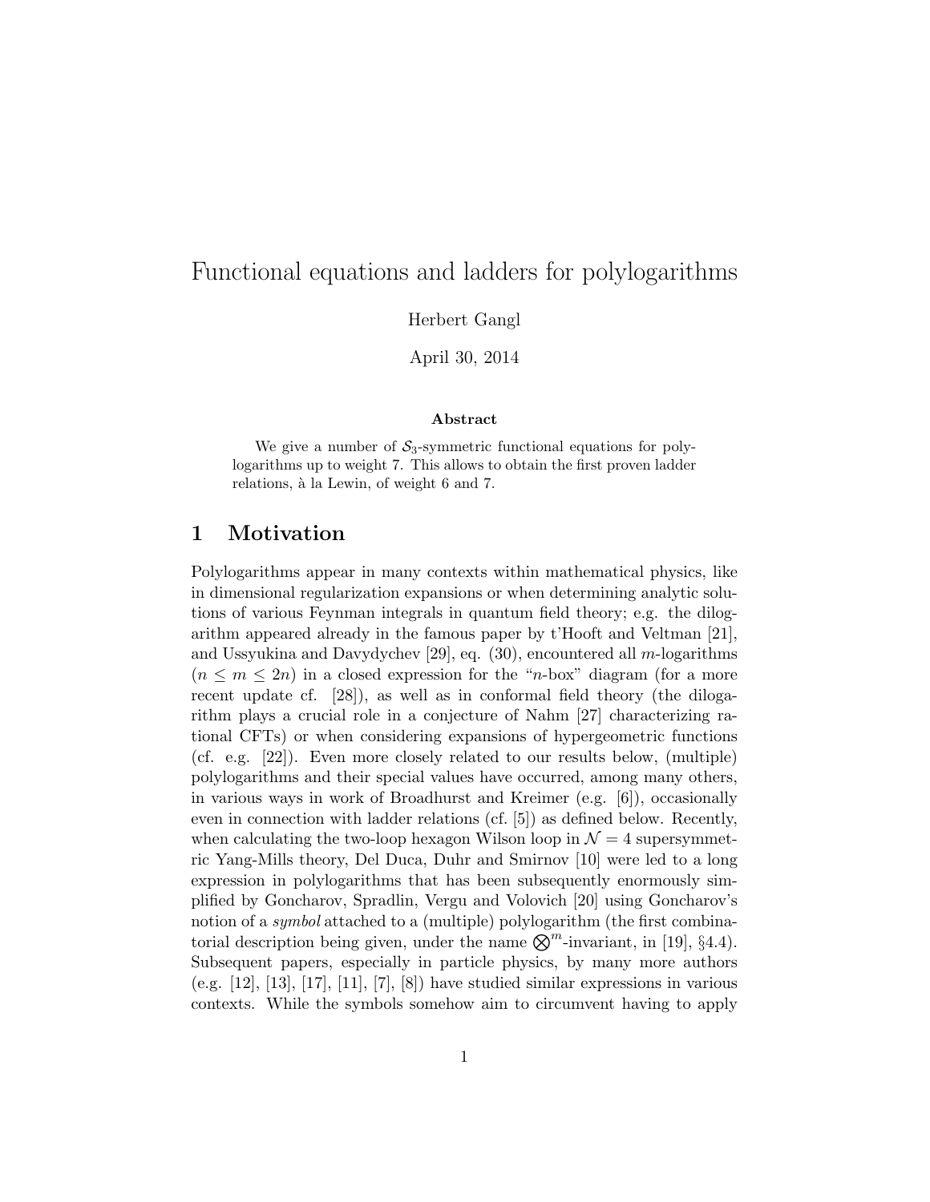# Functional equations and ladders for polylogarithms

Herbert Gangl

April 30, 2014

### Abstract

We give a number of $\mathcal{S}_3$-symmetric functional equations for polylogarithms up to weight 7. This allows to obtain the first proven ladder relations, à la Lewin, of weight 6 and 7.

## 1 Motivation

Polylogarithms appear in many contexts within mathematical physics, like in dimensional regularization expansions or when determining analytic solutions of various Feynman integrals in quantum field theory; e.g. the dilogarithm appeared already in the famous paper by t'Hooft and Veltman [21], and Ussyukina and Davydychev [29], eq. (30), encountered all $m$-logarithms ($n \le m \le 2n$) in a closed expression for the "$n$-box" diagram (for a more recent update cf. [28]), as well as in conformal field theory (the dilogarithm plays a crucial role in a conjecture of Nahm [27] characterizing rational CFTs) or when considering expansions of hypergeometric functions (cf. e.g. [22]). Even more closely related to our results below, (multiple) polylogarithms and their special values have occurred, among many others, in various ways in work of Broadhurst and Kreimer (e.g. [6]), occasionally even in connection with ladder relations (cf. [5]) as defined below. Recently, when calculating the two-loop hexagon Wilson loop in $\mathcal{N} = 4$ supersymmetric Yang-Mills theory, Del Duca, Duhr and Smirnov [10] were led to a long expression in polylogarithms that has been subsequently enormously simplified by Goncharov, Spradlin, Vergu and Volovich [20] using Goncharov's notion of a *symbol* attached to a (multiple) polylogarithm (the first combinatorial description being given, under the name $\bigotimes^m$-invariant, in [19], §4.4). Subsequent papers, especially in particle physics, by many more authors (e.g. [12], [13], [17], [11], [7], [8]) have studied similar expressions in various contexts. While the symbols somehow aim to circumvent having to apply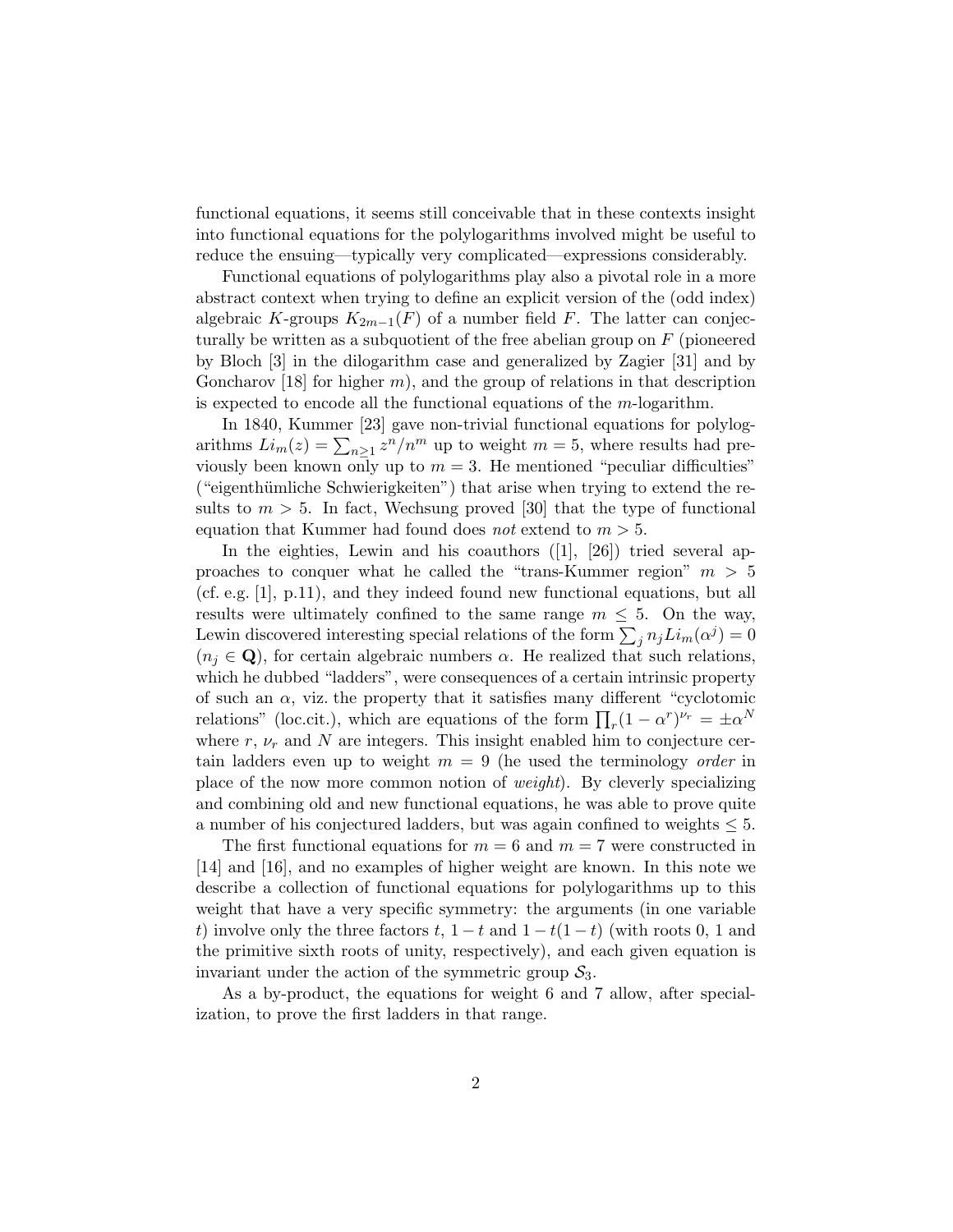functional equations, it seems still conceivable that in these contexts insight into functional equations for the polylogarithms involved might be useful to reduce the ensuing—typically very complicated—expressions considerably.

Functional equations of polylogarithms play also a pivotal role in a more abstract context when trying to define an explicit version of the (odd index) algebraic $K$-groups $K_{2m-1}(F)$ of a number field $F$. The latter can conjecturally be written as a subquotient of the free abelian group on $F$ (pioneered by Bloch [3] in the dilogarithm case and generalized by Zagier [31] and by Goncharov [18] for higher $m$), and the group of relations in that description is expected to encode all the functional equations of the $m$-logarithm.

In 1840, Kummer [23] gave non-trivial functional equations for polylogarithms $Li_m(z) = \sum_{n\geq 1} z^n/n^m$ up to weight $m = 5$, where results had previously been known only up to $m = 3$. He mentioned "peculiar difficulties" ("eigenthümliche Schwierigkeiten") that arise when trying to extend the results to $m > 5$. In fact, Wechsung proved [30] that the type of functional equation that Kummer had found does *not* extend to $m > 5$.

In the eighties, Lewin and his coauthors ([1], [26]) tried several approaches to conquer what he called the "trans-Kummer region" $m > 5$ (cf. e.g. [1], p.11), and they indeed found new functional equations, but all results were ultimately confined to the same range $m \leq 5$. On the way, Lewin discovered interesting special relations of the form $\sum_j n_j Li_m(\alpha^j) = 0$ ($n_j \in \mathbf{Q}$), for certain algebraic numbers $\alpha$. He realized that such relations, which he dubbed "ladders", were consequences of a certain intrinsic property of such an $\alpha$, viz. the property that it satisfies many different "cyclotomic relations" (loc.cit.), which are equations of the form $\prod_r (1-\alpha^r)^{\nu_r} = \pm\alpha^N$ where $r$, $\nu_r$ and $N$ are integers. This insight enabled him to conjecture certain ladders even up to weight $m = 9$ (he used the terminology *order* in place of the now more common notion of *weight*). By cleverly specializing and combining old and new functional equations, he was able to prove quite a number of his conjectured ladders, but was again confined to weights $\leq 5$.

The first functional equations for $m = 6$ and $m = 7$ were constructed in [14] and [16], and no examples of higher weight are known. In this note we describe a collection of functional equations for polylogarithms up to this weight that have a very specific symmetry: the arguments (in one variable $t$) involve only the three factors $t$, $1-t$ and $1-t(1-t)$ (with roots 0, 1 and the primitive sixth roots of unity, respectively), and each given equation is invariant under the action of the symmetric group $\mathcal{S}_3$.

As a by-product, the equations for weight 6 and 7 allow, after specialization, to prove the first ladders in that range.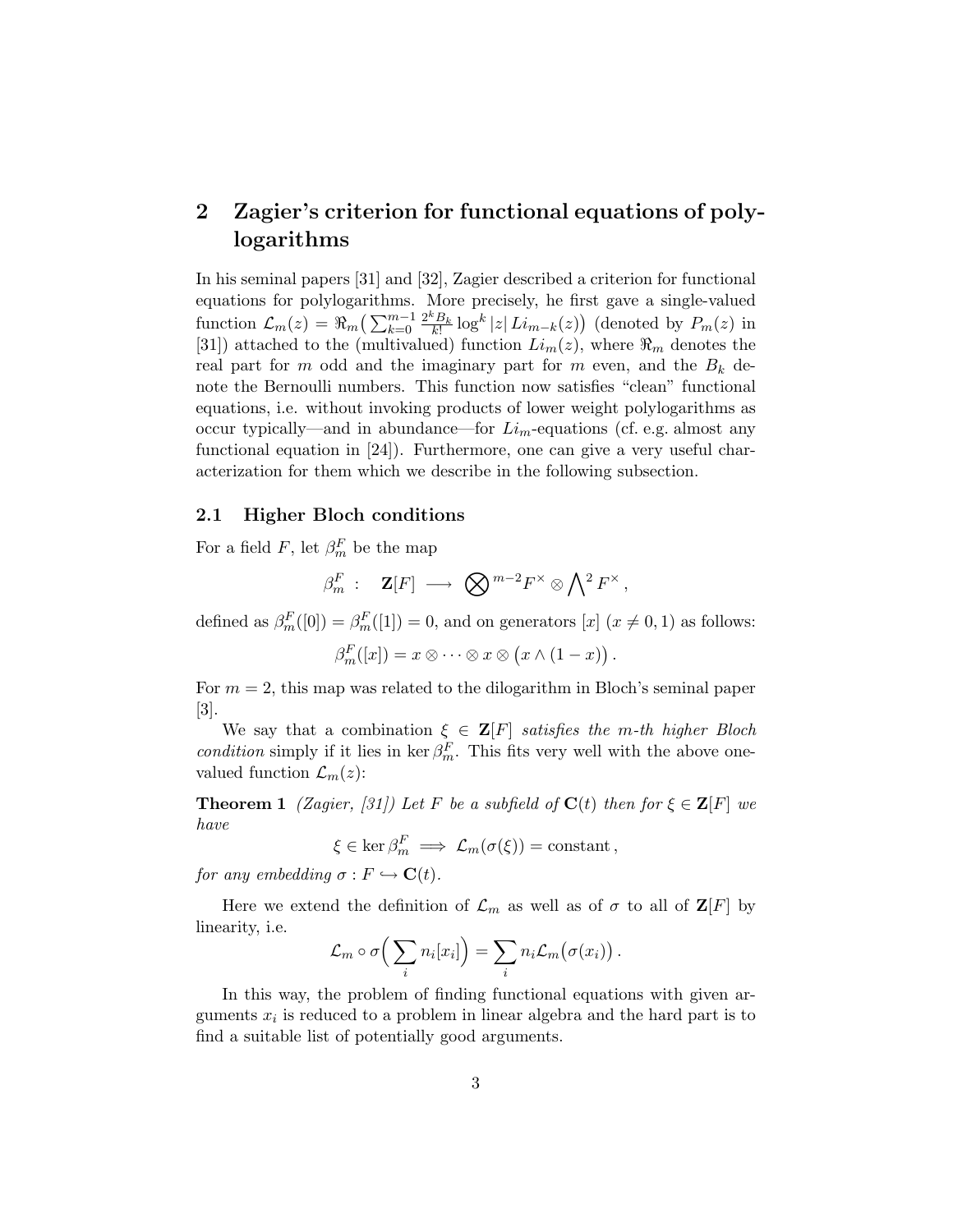## 2 Zagier's criterion for functional equations of polylogarithms

In his seminal papers [31] and [32], Zagier described a criterion for functional equations for polylogarithms. More precisely, he first gave a single-valued function $\mathcal{L}_m(z) = \Re_m\big(\sum_{k=0}^{m-1} \frac{2^k B_k}{k!} \log^k |z|\, Li_{m-k}(z)\big)$ (denoted by $P_m(z)$ in [31]) attached to the (multivalued) function $Li_m(z)$, where $\Re_m$ denotes the real part for $m$ odd and the imaginary part for $m$ even, and the $B_k$ denote the Bernoulli numbers. This function now satisfies "clean" functional equations, i.e. without invoking products of lower weight polylogarithms as occur typically—and in abundance—for $Li_m$-equations (cf. e.g. almost any functional equation in [24]). Furthermore, one can give a very useful characterization for them which we describe in the following subsection.

### 2.1 Higher Bloch conditions

For a field $F$, let $\beta_m^F$ be the map

$$\beta_m^F \ : \quad \mathbf{Z}[F] \ \longrightarrow \ \bigotimes{}^{m-2} F^\times \otimes \bigwedge{}^2 F^\times \,,$$

defined as $\beta_m^F([0]) = \beta_m^F([1]) = 0$, and on generators $[x]$ ($x \neq 0, 1$) as follows:

$$\beta_m^F([x]) = x \otimes \cdots \otimes x \otimes \big(x \wedge (1-x)\big) \,.$$

For $m = 2$, this map was related to the dilogarithm in Bloch's seminal paper [3].

We say that a combination $\xi \in \mathbf{Z}[F]$ *satisfies the m-th higher Bloch condition* simply if it lies in $\ker \beta_m^F$. This fits very well with the above one-valued function $\mathcal{L}_m(z)$:

**Theorem 1** *(Zagier, [31]) Let $F$ be a subfield of $\mathbf{C}(t)$ then for $\xi \in \mathbf{Z}[F]$ we have*

$$\xi \in \ker \beta_m^F \implies \mathcal{L}_m(\sigma(\xi)) = \text{constant}\,,$$

*for any embedding $\sigma : F \hookrightarrow \mathbf{C}(t)$.*

Here we extend the definition of $\mathcal{L}_m$ as well as of $\sigma$ to all of $\mathbf{Z}[F]$ by linearity, i.e.

$$\mathcal{L}_m \circ \sigma\Big(\sum_i n_i [x_i]\Big) = \sum_i n_i \mathcal{L}_m\big(\sigma(x_i)\big)\,.$$

In this way, the problem of finding functional equations with given arguments $x_i$ is reduced to a problem in linear algebra and the hard part is to find a suitable list of potentially good arguments.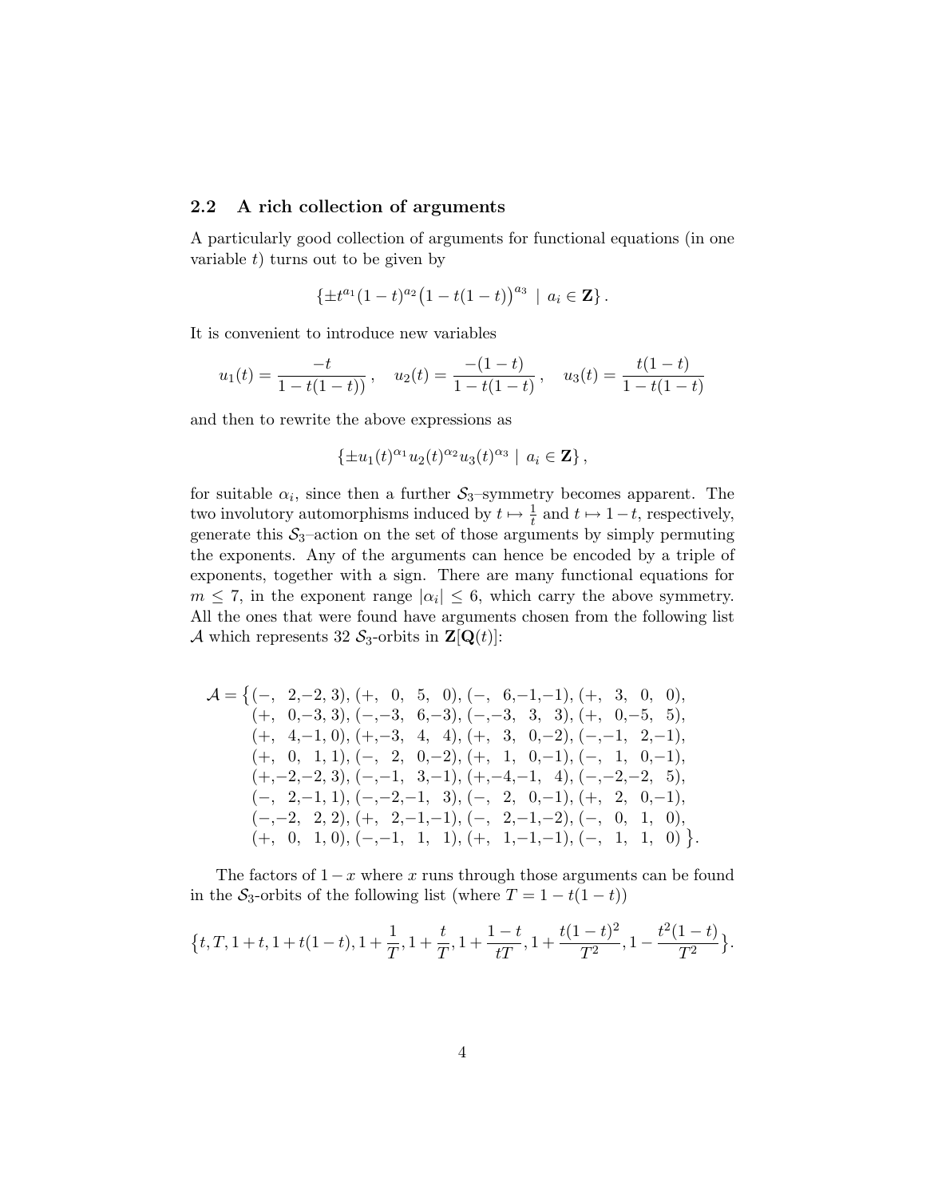### 2.2 A rich collection of arguments

A particularly good collection of arguments for functional equations (in one variable $t$) turns out to be given by

$$\{\pm t^{a_1}(1-t)^{a_2}\big(1-t(1-t)\big)^{a_3} \;\mid\; a_i \in \mathbf{Z}\}\,.$$

It is convenient to introduce new variables

$$u_1(t) = \frac{-t}{1-t(1-t))}\,, \quad u_2(t) = \frac{-(1-t)}{1-t(1-t)}\,, \quad u_3(t) = \frac{t(1-t)}{1-t(1-t)}$$

and then to rewrite the above expressions as

$$\{\pm u_1(t)^{\alpha_1} u_2(t)^{\alpha_2} u_3(t)^{\alpha_3} \mid a_i \in \mathbf{Z}\}\,,$$

for suitable $\alpha_i$, since then a further $\mathcal{S}_3$–symmetry becomes apparent. The two involutory automorphisms induced by $t \mapsto \frac{1}{t}$ and $t \mapsto 1-t$, respectively, generate this $\mathcal{S}_3$–action on the set of those arguments by simply permuting the exponents. Any of the arguments can hence be encoded by a triple of exponents, together with a sign. There are many functional equations for $m \leq 7$, in the exponent range $|\alpha_i| \leq 6$, which carry the above symmetry. All the ones that were found have arguments chosen from the following list $\mathcal{A}$ which represents 32 $\mathcal{S}_3$-orbits in $\mathbf{Z}[\mathbf{Q}(t)]$:

$$\begin{aligned}
\mathcal{A} = \big\{ & (-,\ 2,-2,3), (+,\ 0,\ 5,\ 0), (-,\ 6,-1,-1), (+,\ 3,\ 0,\ 0), \\
& (+,\ 0,-3,3), (-,-3,\ 6,-3), (-,-3,\ 3,\ 3), (+,\ 0,-5,\ 5), \\
& (+,\ 4,-1,0), (+,-3,\ 4,\ 4), (+,\ 3,\ 0,-2), (-,-1,\ 2,-1), \\
& (+,\ 0,\ 1,1), (-,\ 2,\ 0,-2), (+,\ 1,\ 0,-1), (-,\ 1,\ 0,-1), \\
& (+,-2,-2,3), (-,-1,\ 3,-1), (+,-4,-1,\ 4), (-,-2,-2,\ 5), \\
& (-,\ 2,-1,1), (-,-2,-1,\ 3), (-,\ 2,\ 0,-1), (+,\ 2,\ 0,-1), \\
& (-,-2,\ 2,2), (+,\ 2,-1,-1), (-,\ 2,-1,-2), (-,\ 0,\ 1,\ 0), \\
& (+,\ 0,\ 1,0), (-,-1,\ 1,\ 1), (+,\ 1,-1,-1), (-,\ 1,\ 1,\ 0)\ \big\}.
\end{aligned}$$

The factors of $1-x$ where $x$ runs through those arguments can be found in the $\mathcal{S}_3$-orbits of the following list (where $T = 1-t(1-t)$)

$$\big\{t, T, 1+t, 1+t(1-t), 1+\frac{1}{T}, 1+\frac{t}{T}, 1+\frac{1-t}{tT}, 1+\frac{t(1-t)^2}{T^2}, 1-\frac{t^2(1-t)}{T^2}\big\}.$$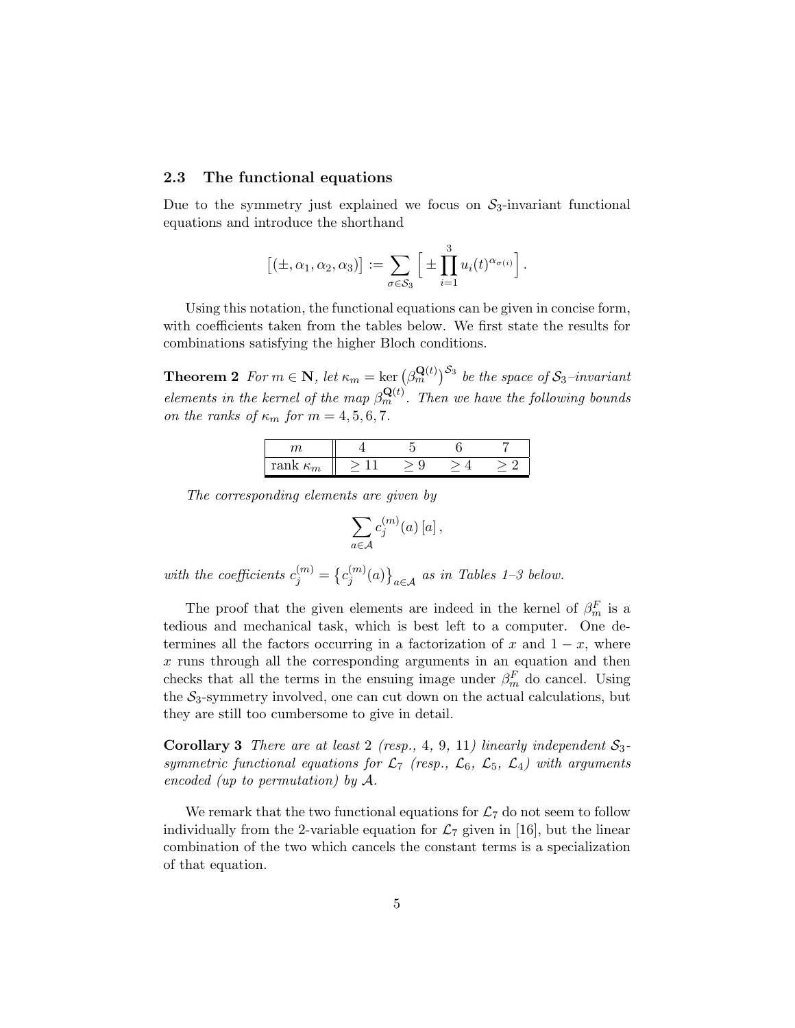### 2.3 The functional equations

Due to the symmetry just explained we focus on $\mathcal{S}_3$-invariant functional equations and introduce the shorthand

$$\big[(\pm, \alpha_1, \alpha_2, \alpha_3)\big] := \sum_{\sigma \in \mathcal{S}_3} \Big[ \pm \prod_{i=1}^{3} u_i(t)^{\alpha_{\sigma(i)}} \Big] .$$

Using this notation, the functional equations can be given in concise form, with coefficients taken from the tables below. We first state the results for combinations satisfying the higher Bloch conditions.

**Theorem 2** *For $m \in \mathbf{N}$, let $\kappa_m = \ker \big(\beta_m^{\mathbf{Q}(t)}\big)^{\mathcal{S}_3}$ be the space of $\mathcal{S}_3$–invariant elements in the kernel of the map $\beta_m^{\mathbf{Q}(t)}$. Then we have the following bounds on the ranks of $\kappa_m$ for $m = 4, 5, 6, 7$.*

| $m$ | 4 | 5 | 6 | 7 |
|---|---|---|---|---|
| rank $\kappa_m$ | $\geq 11$ | $\geq 9$ | $\geq 4$ | $\geq 2$ |

*The corresponding elements are given by*

$$\sum_{a \in \mathcal{A}} c_j^{(m)}(a)\,[a]\,,$$

*with the coefficients $c_j^{(m)} = \big\{c_j^{(m)}(a)\big\}_{a \in \mathcal{A}}$ as in Tables 1–3 below.*

The proof that the given elements are indeed in the kernel of $\beta_m^F$ is a tedious and mechanical task, which is best left to a computer. One determines all the factors occurring in a factorization of $x$ and $1 - x$, where $x$ runs through all the corresponding arguments in an equation and then checks that all the terms in the ensuing image under $\beta_m^F$ do cancel. Using the $\mathcal{S}_3$-symmetry involved, one can cut down on the actual calculations, but they are still too cumbersome to give in detail.

**Corollary 3** *There are at least 2 (resp., 4, 9, 11) linearly independent $\mathcal{S}_3$-symmetric functional equations for $\mathcal{L}_7$ (resp., $\mathcal{L}_6$, $\mathcal{L}_5$, $\mathcal{L}_4$) with arguments encoded (up to permutation) by $\mathcal{A}$.*

We remark that the two functional equations for $\mathcal{L}_7$ do not seem to follow individually from the 2-variable equation for $\mathcal{L}_7$ given in [16], but the linear combination of the two which cancels the constant terms is a specialization of that equation.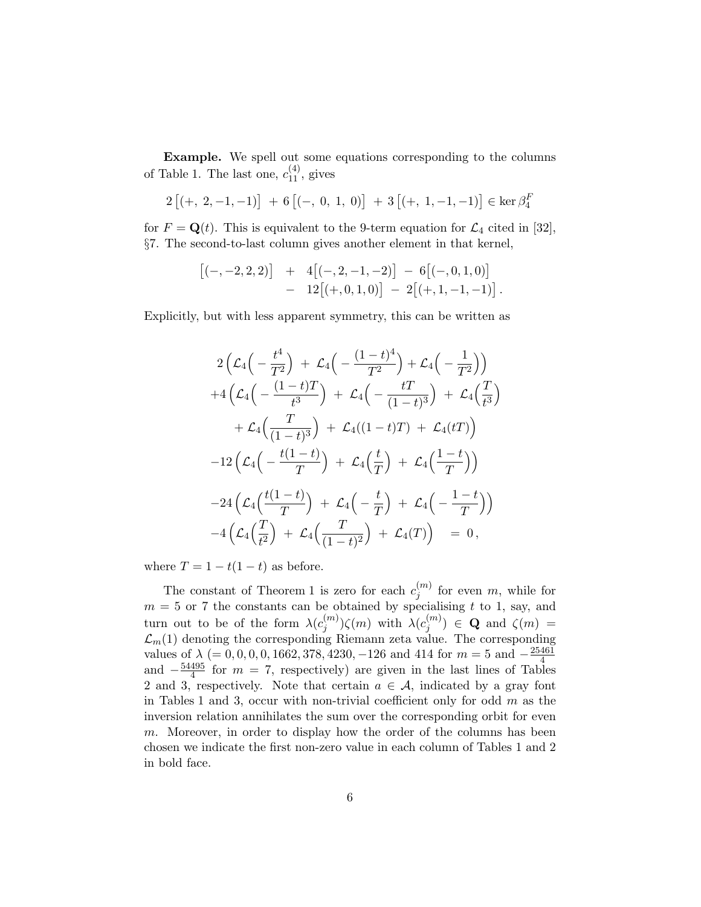**Example.** We spell out some equations corresponding to the columns of Table 1. The last one, $c_{11}^{(4)}$, gives

$$2\left[(+,\ 2,-1,-1)\right]\ +6\left[(-,\ 0,\ 1,\ 0)\right]\ +3\left[(+,\ 1,-1,-1)\right] \in \ker\beta_4^F$$

for $F = \mathbf{Q}(t)$. This is equivalent to the 9-term equation for $\mathcal{L}_4$ cited in [32], §7. The second-to-last column gives another element in that kernel,

$$\begin{aligned}\big[(-,-2,2,2)\big] \ &+\ 4\big[(-,2,-1,-2)\big]\ -\ 6\big[(-,0,1,0)\big]\\ &-\ 12\big[(+,0,1,0)\big]\ -\ 2\big[(+,1,-1,-1)\big]\,.\end{aligned}$$

Explicitly, but with less apparent symmetry, this can be written as

$$\begin{aligned}
&2\Big(\mathcal{L}_4\Big(-\frac{t^4}{T^2}\Big)\ +\ \mathcal{L}_4\Big(-\frac{(1-t)^4}{T^2}\Big) + \mathcal{L}_4\Big(-\frac{1}{T^2}\Big)\Big)\\
&+4\Big(\mathcal{L}_4\Big(-\frac{(1-t)T}{t^3}\Big)\ +\ \mathcal{L}_4\Big(-\frac{tT}{(1-t)^3}\Big)\ +\ \mathcal{L}_4\Big(\frac{T}{t^3}\Big)\\
&\qquad +\ \mathcal{L}_4\Big(\frac{T}{(1-t)^3}\Big)\ +\ \mathcal{L}_4((1-t)T)\ +\ \mathcal{L}_4(tT)\Big)\\
&-12\Big(\mathcal{L}_4\Big(-\frac{t(1-t)}{T}\Big)\ +\ \mathcal{L}_4\Big(\frac{t}{T}\Big)\ +\ \mathcal{L}_4\Big(\frac{1-t}{T}\Big)\Big)\\
&-24\Big(\mathcal{L}_4\Big(\frac{t(1-t)}{T}\Big)\ +\ \mathcal{L}_4\Big(-\frac{t}{T}\Big)\ +\ \mathcal{L}_4\Big(-\frac{1-t}{T}\Big)\Big)\\
&-4\Big(\mathcal{L}_4\Big(\frac{T}{t^2}\Big)\ +\ \mathcal{L}_4\Big(\frac{T}{(1-t)^2}\Big)\ +\ \mathcal{L}_4(T)\Big) \quad = \ 0\,,
\end{aligned}$$

where $T = 1 - t(1-t)$ as before.

The constant of Theorem 1 is zero for each $c_j^{(m)}$ for even $m$, while for $m = 5$ or $7$ the constants can be obtained by specialising $t$ to 1, say, and turn out to be of the form $\lambda(c_j^{(m)})\zeta(m)$ with $\lambda(c_j^{(m)}) \in \mathbf{Q}$ and $\zeta(m) = \mathcal{L}_m(1)$ denoting the corresponding Riemann zeta value. The corresponding values of $\lambda$ ($= 0, 0, 0, 0, 1662, 378, 4230, -126$ and $414$ for $m = 5$ and $-\frac{25461}{4}$ and $-\frac{54495}{4}$ for $m = 7$, respectively) are given in the last lines of Tables 2 and 3, respectively. Note that certain $a \in \mathcal{A}$, indicated by a gray font in Tables 1 and 3, occur with non-trivial coefficient only for odd $m$ as the inversion relation annihilates the sum over the corresponding orbit for even $m$. Moreover, in order to display how the order of the columns has been chosen we indicate the first non-zero value in each column of Tables 1 and 2 in bold face.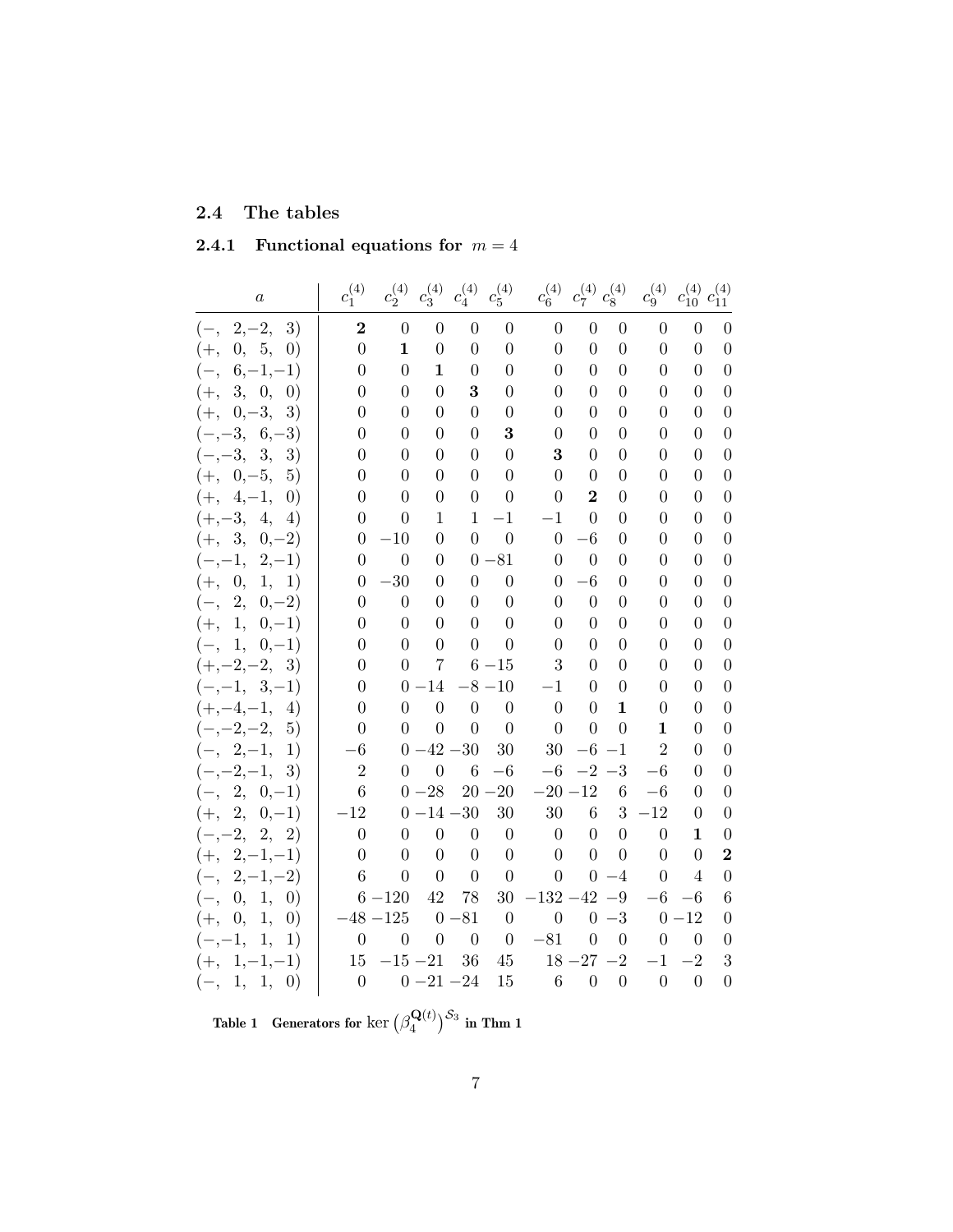## 2.4 The tables

### 2.4.1 Functional equations for $m = 4$

| $a$ | $c_1^{(4)}$ | $c_2^{(4)}$ | $c_3^{(4)}$ | $c_4^{(4)}$ | $c_5^{(4)}$ | $c_6^{(4)}$ | $c_7^{(4)}$ | $c_8^{(4)}$ | $c_9^{(4)}$ | $c_{10}^{(4)}$ | $c_{11}^{(4)}$ |
|---|---|---|---|---|---|---|---|---|---|---|---|
| $(-,\ 2,-2,\ 3)$ | **2** | 0 | 0 | 0 | 0 | 0 | 0 | 0 | 0 | 0 | 0 |
| $(+,\ 0,\ 5,\ 0)$ | 0 | **1** | 0 | 0 | 0 | 0 | 0 | 0 | 0 | 0 | 0 |
| $(-,\ 6,-1,-1)$ | 0 | 0 | **1** | 0 | 0 | 0 | 0 | 0 | 0 | 0 | 0 |
| $(+,\ 3,\ 0,\ 0)$ | 0 | 0 | 0 | **3** | 0 | 0 | 0 | 0 | 0 | 0 | 0 |
| $(+,\ 0,-3,\ 3)$ | 0 | 0 | 0 | 0 | 0 | 0 | 0 | 0 | 0 | 0 | 0 |
| $(-,-3,\ 6,-3)$ | 0 | 0 | 0 | 0 | **3** | 0 | 0 | 0 | 0 | 0 | 0 |
| $(-,-3,\ 3,\ 3)$ | 0 | 0 | 0 | 0 | 0 | **3** | 0 | 0 | 0 | 0 | 0 |
| $(+,\ 0,-5,\ 5)$ | 0 | 0 | 0 | 0 | 0 | 0 | 0 | 0 | 0 | 0 | 0 |
| $(+,\ 4,-1,\ 0)$ | 0 | 0 | 0 | 0 | 0 | 0 | **2** | 0 | 0 | 0 | 0 |
| $(+,-3,\ 4,\ 4)$ | 0 | 0 | 1 | 1 | $-1$ | $-1$ | 0 | 0 | 0 | 0 | 0 |
| $(+,\ 3,\ 0,-2)$ | 0 | $-10$ | 0 | 0 | 0 | 0 | $-6$ | 0 | 0 | 0 | 0 |
| $(-,-1,\ 2,-1)$ | 0 | 0 | 0 | 0 | $-81$ | 0 | 0 | 0 | 0 | 0 | 0 |
| $(+,\ 0,\ 1,\ 1)$ | 0 | $-30$ | 0 | 0 | 0 | 0 | $-6$ | 0 | 0 | 0 | 0 |
| $(-,\ 2,\ 0,-2)$ | 0 | 0 | 0 | 0 | 0 | 0 | 0 | 0 | 0 | 0 | 0 |
| $(+,\ 1,\ 0,-1)$ | 0 | 0 | 0 | 0 | 0 | 0 | 0 | 0 | 0 | 0 | 0 |
| $(-,\ 1,\ 0,-1)$ | 0 | 0 | 0 | 0 | 0 | 0 | 0 | 0 | 0 | 0 | 0 |
| $(+,-2,-2,\ 3)$ | 0 | 0 | 7 | 6 | $-15$ | 3 | 0 | 0 | 0 | 0 | 0 |
| $(-,-1,\ 3,-1)$ | 0 | 0 | $-14$ | $-8$ | $-10$ | $-1$ | 0 | 0 | 0 | 0 | 0 |
| $(+,-4,-1,\ 4)$ | 0 | 0 | 0 | 0 | 0 | 0 | 0 | **1** | 0 | 0 | 0 |
| $(-,-2,-2,\ 5)$ | 0 | 0 | 0 | 0 | 0 | 0 | 0 | 0 | **1** | 0 | 0 |
| $(-,\ 2,-1,\ 1)$ | $-6$ | 0 | $-42$ | $-30$ | 30 | 30 | $-6$ | $-1$ | 2 | 0 | 0 |
| $(-,-2,-1,\ 3)$ | 2 | 0 | 0 | 6 | $-6$ | $-6$ | $-2$ | $-3$ | $-6$ | 0 | 0 |
| $(-,\ 2,\ 0,-1)$ | 6 | 0 | $-28$ | 20 | $-20$ | $-20$ | $-12$ | 6 | $-6$ | 0 | 0 |
| $(+,\ 2,\ 0,-1)$ | $-12$ | 0 | $-14$ | $-30$ | 30 | 30 | 6 | 3 | $-12$ | 0 | 0 |
| $(-,-2,\ 2,\ 2)$ | 0 | 0 | 0 | 0 | 0 | 0 | 0 | 0 | 0 | **1** | 0 |
| $(+,\ 2,-1,-1)$ | 0 | 0 | 0 | 0 | 0 | 0 | 0 | 0 | 0 | 0 | **2** |
| $(-,\ 2,-1,-2)$ | 6 | 0 | 0 | 0 | 0 | 0 | 0 | $-4$ | 0 | 4 | 0 |
| $(-,\ 0,\ 1,\ 0)$ | 6 | $-120$ | 42 | 78 | 30 | $-132$ | $-42$ | $-9$ | $-6$ | $-6$ | 6 |
| $(+,\ 0,\ 1,\ 0)$ | $-48$ | $-125$ | 0 | $-81$ | 0 | 0 | 0 | $-3$ | 0 | $-12$ | 0 |
| $(-,-1,\ 1,\ 1)$ | 0 | 0 | 0 | 0 | 0 | $-81$ | 0 | 0 | 0 | 0 | 0 |
| $(+,\ 1,-1,-1)$ | 15 | $-15$ | $-21$ | 36 | 45 | 18 | $-27$ | $-2$ | $-1$ | $-2$ | 3 |
| $(-,\ 1,\ 1,\ 0)$ | 0 | 0 | $-21$ | $-24$ | 15 | 6 | 0 | 0 | 0 | 0 | 0 |

**Table 1 Generators for** $\ker\left(\beta_4^{\mathbf{Q}(t)}\right)^{\mathcal{S}_3}$ **in Thm 1**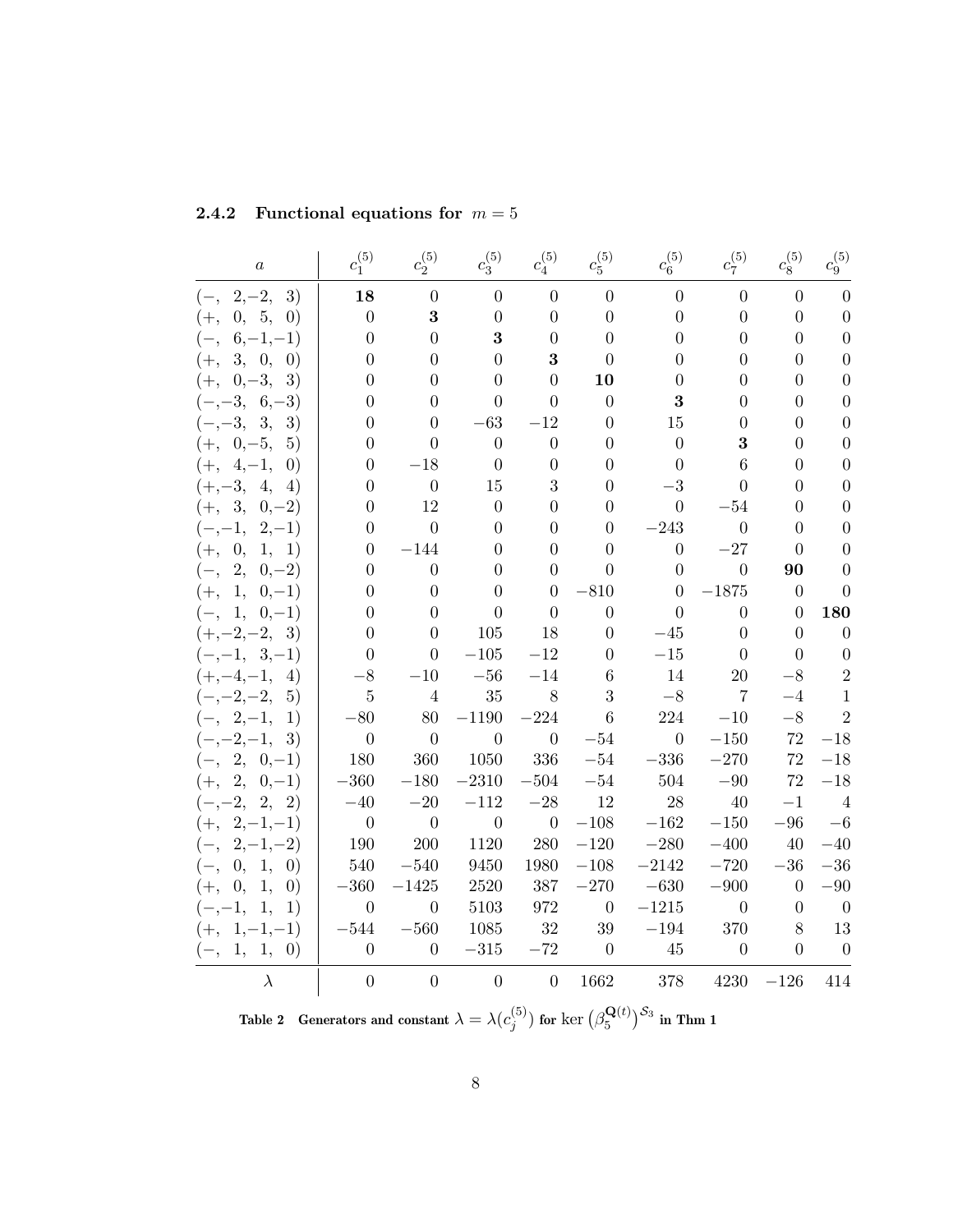### 2.4.2 Functional equations for $m = 5$

| $a$ | $c_1^{(5)}$ | $c_2^{(5)}$ | $c_3^{(5)}$ | $c_4^{(5)}$ | $c_5^{(5)}$ | $c_6^{(5)}$ | $c_7^{(5)}$ | $c_8^{(5)}$ | $c_9^{(5)}$ |
|---|---|---|---|---|---|---|---|---|---|
| $(-,\ 2,-2,\ 3)$ | **18** | 0 | 0 | 0 | 0 | 0 | 0 | 0 | 0 |
| $(+,\ 0,\ 5,\ 0)$ | 0 | **3** | 0 | 0 | 0 | 0 | 0 | 0 | 0 |
| $(-,\ 6,-1,-1)$ | 0 | 0 | **3** | 0 | 0 | 0 | 0 | 0 | 0 |
| $(+,\ 3,\ 0,\ 0)$ | 0 | 0 | 0 | **3** | 0 | 0 | 0 | 0 | 0 |
| $(+,\ 0,-3,\ 3)$ | 0 | 0 | 0 | 0 | **10** | 0 | 0 | 0 | 0 |
| $(-,-3,\ 6,-3)$ | 0 | 0 | 0 | 0 | 0 | **3** | 0 | 0 | 0 |
| $(-,-3,\ 3,\ 3)$ | 0 | 0 | $-63$ | $-12$ | 0 | 15 | 0 | 0 | 0 |
| $(+,\ 0,-5,\ 5)$ | 0 | 0 | 0 | 0 | 0 | 0 | **3** | 0 | 0 |
| $(+,\ 4,-1,\ 0)$ | 0 | $-18$ | 0 | 0 | 0 | 0 | 6 | 0 | 0 |
| $(+,-3,\ 4,\ 4)$ | 0 | 0 | 15 | 3 | 0 | $-3$ | 0 | 0 | 0 |
| $(+,\ 3,\ 0,-2)$ | 0 | 12 | 0 | 0 | 0 | 0 | $-54$ | 0 | 0 |
| $(-,-1,\ 2,-1)$ | 0 | 0 | 0 | 0 | 0 | $-243$ | 0 | 0 | 0 |
| $(+,\ 0,\ 1,\ 1)$ | 0 | $-144$ | 0 | 0 | 0 | 0 | $-27$ | 0 | 0 |
| $(-,\ 2,\ 0,-2)$ | 0 | 0 | 0 | 0 | 0 | 0 | 0 | **90** | 0 |
| $(+,\ 1,\ 0,-1)$ | 0 | 0 | 0 | 0 | $-810$ | 0 | $-1875$ | 0 | 0 |
| $(-,\ 1,\ 0,-1)$ | 0 | 0 | 0 | 0 | 0 | 0 | 0 | 0 | **180** |
| $(+,-2,-2,\ 3)$ | 0 | 0 | 105 | 18 | 0 | $-45$ | 0 | 0 | 0 |
| $(-,-1,\ 3,-1)$ | 0 | 0 | $-105$ | $-12$ | 0 | $-15$ | 0 | 0 | 0 |
| $(+,-4,-1,\ 4)$ | $-8$ | $-10$ | $-56$ | $-14$ | 6 | 14 | 20 | $-8$ | 2 |
| $(-,-2,-2,\ 5)$ | 5 | 4 | 35 | 8 | 3 | $-8$ | 7 | $-4$ | 1 |
| $(-,\ 2,-1,\ 1)$ | $-80$ | 80 | $-1190$ | $-224$ | 6 | 224 | $-10$ | $-8$ | 2 |
| $(-,-2,-1,\ 3)$ | 0 | 0 | 0 | 0 | $-54$ | 0 | $-150$ | 72 | $-18$ |
| $(-,\ 2,\ 0,-1)$ | 180 | 360 | 1050 | 336 | $-54$ | $-336$ | $-270$ | 72 | $-18$ |
| $(+,\ 2,\ 0,-1)$ | $-360$ | $-180$ | $-2310$ | $-504$ | $-54$ | 504 | $-90$ | 72 | $-18$ |
| $(-,-2,\ 2,\ 2)$ | $-40$ | $-20$ | $-112$ | $-28$ | 12 | 28 | 40 | $-1$ | 4 |
| $(+,\ 2,-1,-1)$ | 0 | 0 | 0 | 0 | $-108$ | $-162$ | $-150$ | $-96$ | $-6$ |
| $(-,\ 2,-1,-2)$ | 190 | 200 | 1120 | 280 | $-120$ | $-280$ | $-400$ | 40 | $-40$ |
| $(-,\ 0,\ 1,\ 0)$ | 540 | $-540$ | 9450 | 1980 | $-108$ | $-2142$ | $-720$ | $-36$ | $-36$ |
| $(+,\ 0,\ 1,\ 0)$ | $-360$ | $-1425$ | 2520 | 387 | $-270$ | $-630$ | $-900$ | 0 | $-90$ |
| $(-,-1,\ 1,\ 1)$ | 0 | 0 | 5103 | 972 | 0 | $-1215$ | 0 | 0 | 0 |
| $(+,\ 1,-1,-1)$ | $-544$ | $-560$ | 1085 | 32 | 39 | $-194$ | 370 | 8 | 13 |
| $(-,\ 1,\ 1,\ 0)$ | 0 | 0 | $-315$ | $-72$ | 0 | 45 | 0 | 0 | 0 |
| $\lambda$ | 0 | 0 | 0 | 0 | 1662 | 378 | 4230 | $-126$ | 414 |

**Table 2 Generators and constant $\lambda = \lambda(c_j^{(5)})$ for $\ker\left(\beta_5^{\mathbf{Q}(t)}\right)^{\mathcal{S}_3}$ in Thm 1**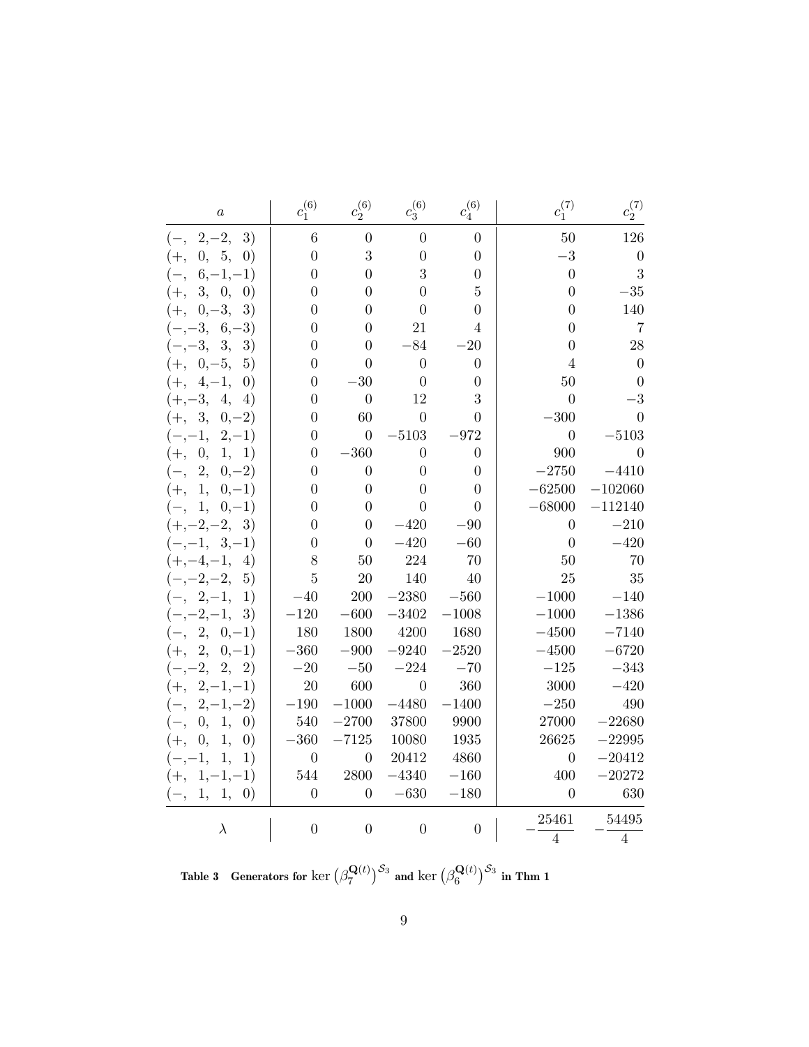| $a$ | $c_1^{(6)}$ | $c_2^{(6)}$ | $c_3^{(6)}$ | $c_4^{(6)}$ | $c_1^{(7)}$ | $c_2^{(7)}$ |
|---|---|---|---|---|---|---|
| $(-,\ 2,-2,\ 3)$ | 6 | 0 | 0 | 0 | 50 | 126 |
| $(+,\ 0,\ 5,\ 0)$ | 0 | 3 | 0 | 0 | $-3$ | 0 |
| $(-,\ 6,-1,-1)$ | 0 | 0 | 3 | 0 | 0 | 3 |
| $(+,\ 3,\ 0,\ 0)$ | 0 | 0 | 0 | 5 | 0 | $-35$ |
| $(+,\ 0,-3,\ 3)$ | 0 | 0 | 0 | 0 | 0 | 140 |
| $(-,-3,\ 6,-3)$ | 0 | 0 | 21 | 4 | 0 | 7 |
| $(-,-3,\ 3,\ 3)$ | 0 | 0 | $-84$ | $-20$ | 0 | 28 |
| $(+,\ 0,-5,\ 5)$ | 0 | 0 | 0 | 0 | 4 | 0 |
| $(+,\ 4,-1,\ 0)$ | 0 | $-30$ | 0 | 0 | 50 | 0 |
| $(+,-3,\ 4,\ 4)$ | 0 | 0 | 12 | 3 | 0 | $-3$ |
| $(+,\ 3,\ 0,-2)$ | 0 | 60 | 0 | 0 | $-300$ | 0 |
| $(-,-1,\ 2,-1)$ | 0 | 0 | $-5103$ | $-972$ | 0 | $-5103$ |
| $(+,\ 0,\ 1,\ 1)$ | 0 | $-360$ | 0 | 0 | 900 | 0 |
| $(-,\ 2,\ 0,-2)$ | 0 | 0 | 0 | 0 | $-2750$ | $-4410$ |
| $(+,\ 1,\ 0,-1)$ | 0 | 0 | 0 | 0 | $-62500$ | $-102060$ |
| $(-,\ 1,\ 0,-1)$ | 0 | 0 | 0 | 0 | $-68000$ | $-112140$ |
| $(+,-2,-2,\ 3)$ | 0 | 0 | $-420$ | $-90$ | 0 | $-210$ |
| $(-,-1,\ 3,-1)$ | 0 | 0 | $-420$ | $-60$ | 0 | $-420$ |
| $(+,-4,-1,\ 4)$ | 8 | 50 | 224 | 70 | 50 | 70 |
| $(-,-2,-2,\ 5)$ | 5 | 20 | 140 | 40 | 25 | 35 |
| $(-,\ 2,-1,\ 1)$ | $-40$ | 200 | $-2380$ | $-560$ | $-1000$ | $-140$ |
| $(-,-2,-1,\ 3)$ | $-120$ | $-600$ | $-3402$ | $-1008$ | $-1000$ | $-1386$ |
| $(-,\ 2,\ 0,-1)$ | 180 | 1800 | 4200 | 1680 | $-4500$ | $-7140$ |
| $(+,\ 2,\ 0,-1)$ | $-360$ | $-900$ | $-9240$ | $-2520$ | $-4500$ | $-6720$ |
| $(-,-2,\ 2,\ 2)$ | $-20$ | $-50$ | $-224$ | $-70$ | $-125$ | $-343$ |
| $(+,\ 2,-1,-1)$ | 20 | 600 | 0 | 360 | 3000 | $-420$ |
| $(-,\ 2,-1,-2)$ | $-190$ | $-1000$ | $-4480$ | $-1400$ | $-250$ | 490 |
| $(-,\ 0,\ 1,\ 0)$ | 540 | $-2700$ | 37800 | 9900 | 27000 | $-22680$ |
| $(+,\ 0,\ 1,\ 0)$ | $-360$ | $-7125$ | 10080 | 1935 | 26625 | $-22995$ |
| $(-,-1,\ 1,\ 1)$ | 0 | 0 | 20412 | 4860 | 0 | $-20412$ |
| $(+,\ 1,-1,-1)$ | 544 | 2800 | $-4340$ | $-160$ | 400 | $-20272$ |
| $(-,\ 1,\ 1,\ 0)$ | 0 | 0 | $-630$ | $-180$ | 0 | 630 |
| $\lambda$ | 0 | 0 | 0 | 0 | $-\dfrac{25461}{4}$ | $-\dfrac{54495}{4}$ |

**Table 3 Generators for** $\ker\left(\beta_7^{\mathbf{Q}(t)}\right)^{\mathcal{S}_3}$ **and** $\ker\left(\beta_6^{\mathbf{Q}(t)}\right)^{\mathcal{S}_3}$ **in Thm 1**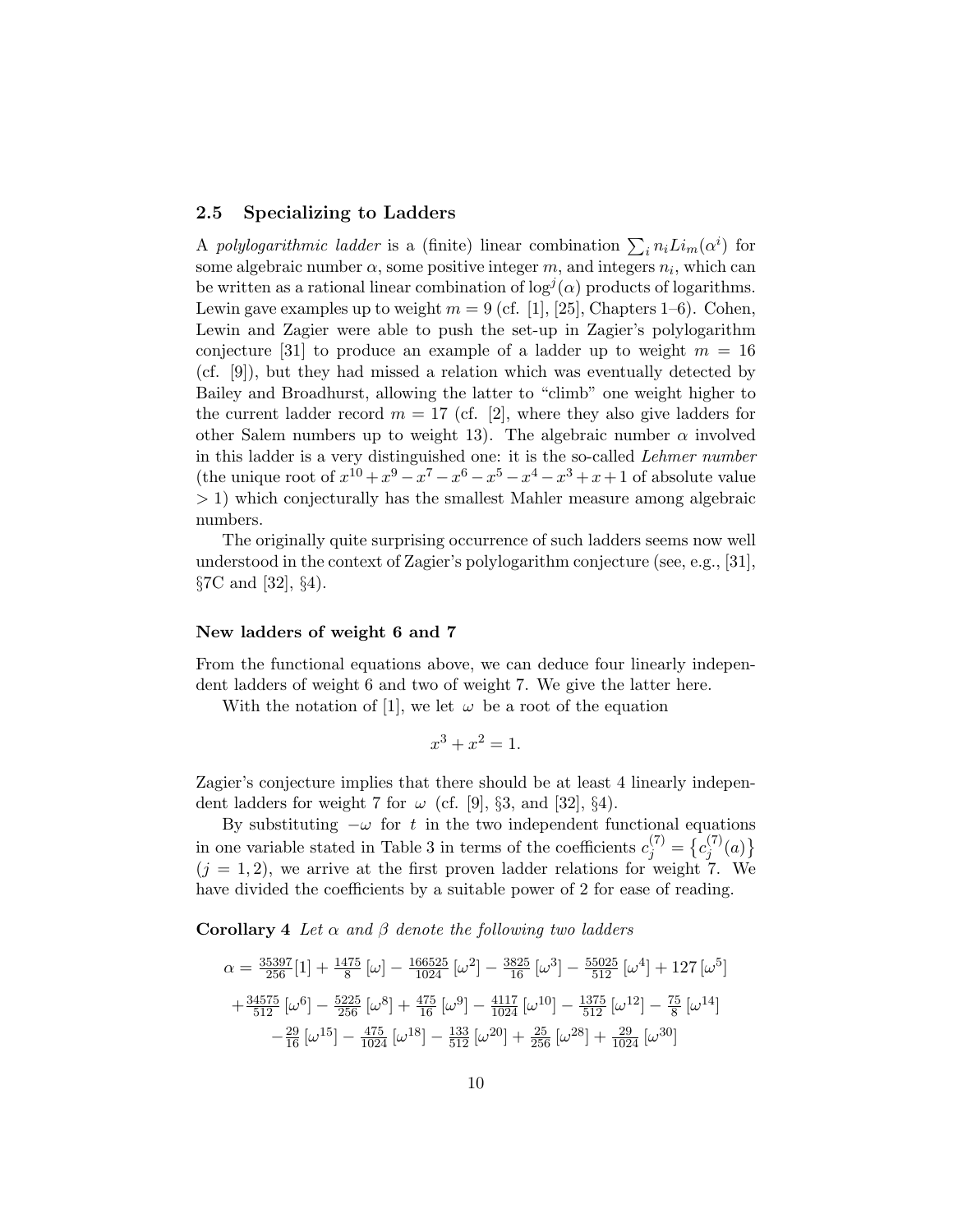### 2.5 Specializing to Ladders

A *polylogarithmic ladder* is a (finite) linear combination $\sum_i n_i Li_m(\alpha^i)$ for some algebraic number $\alpha$, some positive integer $m$, and integers $n_i$, which can be written as a rational linear combination of $\log^j(\alpha)$ products of logarithms. Lewin gave examples up to weight $m = 9$ (cf. [1], [25], Chapters 1–6). Cohen, Lewin and Zagier were able to push the set-up in Zagier's polylogarithm conjecture [31] to produce an example of a ladder up to weight $m = 16$ (cf. [9]), but they had missed a relation which was eventually detected by Bailey and Broadhurst, allowing the latter to "climb" one weight higher to the current ladder record $m = 17$ (cf. [2], where they also give ladders for other Salem numbers up to weight 13). The algebraic number $\alpha$ involved in this ladder is a very distinguished one: it is the so-called *Lehmer number* (the unique root of $x^{10} + x^9 - x^7 - x^6 - x^5 - x^4 - x^3 + x + 1$ of absolute value $> 1$) which conjecturally has the smallest Mahler measure among algebraic numbers.

The originally quite surprising occurrence of such ladders seems now well understood in the context of Zagier's polylogarithm conjecture (see, e.g., [31], §7C and [32], §4).

#### New ladders of weight 6 and 7

From the functional equations above, we can deduce four linearly independent ladders of weight 6 and two of weight 7. We give the latter here.

With the notation of [1], we let $\omega$ be a root of the equation

$$x^3 + x^2 = 1.$$

Zagier's conjecture implies that there should be at least 4 linearly independent ladders for weight 7 for $\omega$ (cf. [9], §3, and [32], §4).

By substituting $-\omega$ for $t$ in the two independent functional equations in one variable stated in Table 3 in terms of the coefficients $c_j^{(7)} = \{c_j^{(7)}(a)\}$ ($j = 1, 2$), we arrive at the first proven ladder relations for weight 7. We have divided the coefficients by a suitable power of 2 for ease of reading.

**Corollary 4** *Let $\alpha$ and $\beta$ denote the following two ladders*

$$\alpha = \tfrac{35397}{256}[1] + \tfrac{1475}{8}[\omega] - \tfrac{166525}{1024}[\omega^2] - \tfrac{3825}{16}[\omega^3] - \tfrac{55025}{512}[\omega^4] + 127[\omega^5]$$
$$+ \tfrac{34575}{512}[\omega^6] - \tfrac{5225}{256}[\omega^8] + \tfrac{475}{16}[\omega^9] - \tfrac{4117}{1024}[\omega^{10}] - \tfrac{1375}{512}[\omega^{12}] - \tfrac{75}{8}[\omega^{14}]$$
$$- \tfrac{29}{16}[\omega^{15}] - \tfrac{475}{1024}[\omega^{18}] - \tfrac{133}{512}[\omega^{20}] + \tfrac{25}{256}[\omega^{28}] + \tfrac{29}{1024}[\omega^{30}]$$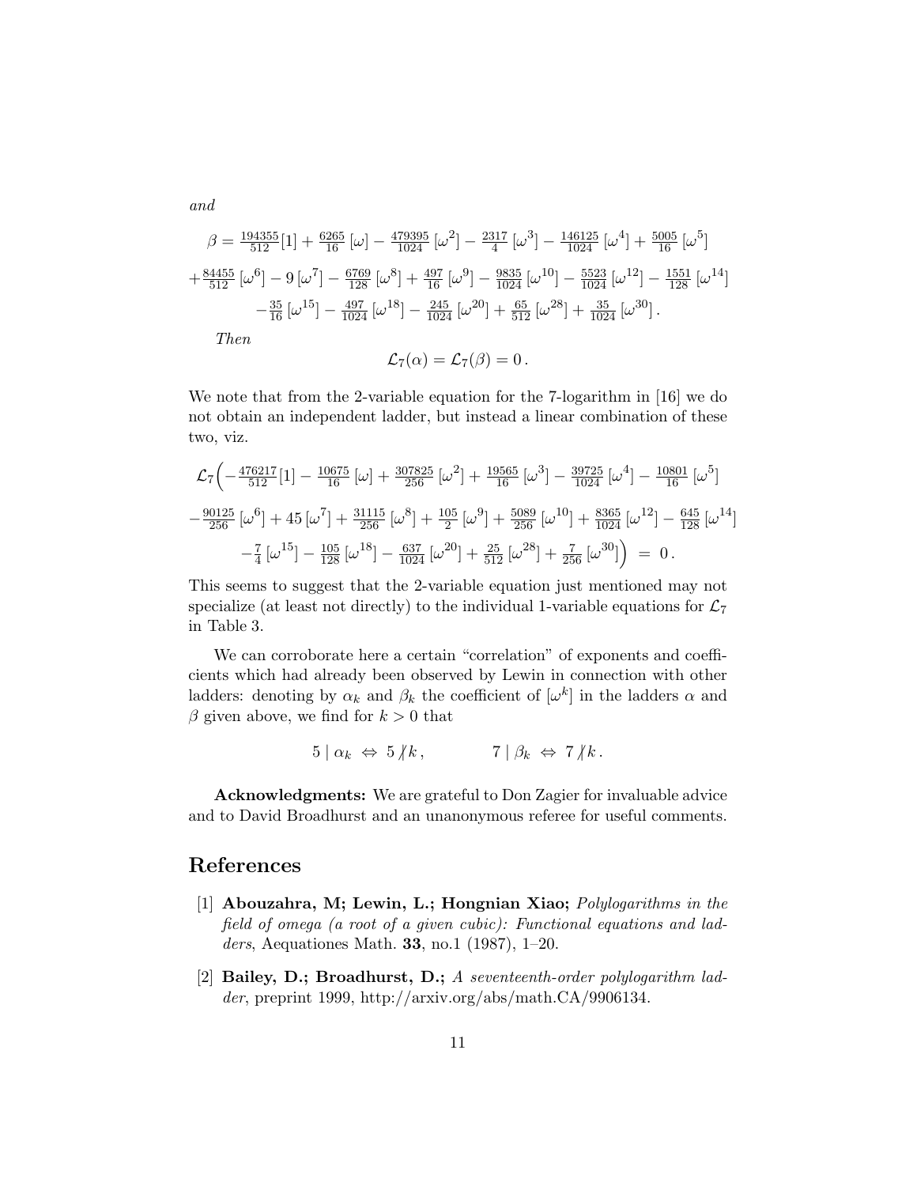*and*

$$\beta = \tfrac{194355}{512}[1] + \tfrac{6265}{16}[\omega] - \tfrac{479395}{1024}[\omega^2] - \tfrac{2317}{4}[\omega^3] - \tfrac{146125}{1024}[\omega^4] + \tfrac{5005}{16}[\omega^5]$$
$$+\tfrac{84455}{512}[\omega^6] - 9[\omega^7] - \tfrac{6769}{128}[\omega^8] + \tfrac{497}{16}[\omega^9] - \tfrac{9835}{1024}[\omega^{10}] - \tfrac{5523}{1024}[\omega^{12}] - \tfrac{1551}{128}[\omega^{14}]$$
$$-\tfrac{35}{16}[\omega^{15}] - \tfrac{497}{1024}[\omega^{18}] - \tfrac{245}{1024}[\omega^{20}] + \tfrac{65}{512}[\omega^{28}] + \tfrac{35}{1024}[\omega^{30}].$$

*Then*

$$\mathcal{L}_7(\alpha) = \mathcal{L}_7(\beta) = 0.$$

We note that from the 2-variable equation for the 7-logarithm in [16] we do not obtain an independent ladder, but instead a linear combination of these two, viz.

$$\mathcal{L}_7\Big(-\tfrac{476217}{512}[1] - \tfrac{10675}{16}[\omega] + \tfrac{307825}{256}[\omega^2] + \tfrac{19565}{16}[\omega^3] - \tfrac{39725}{1024}[\omega^4] - \tfrac{10801}{16}[\omega^5]$$
$$-\tfrac{90125}{256}[\omega^6] + 45[\omega^7] + \tfrac{31115}{256}[\omega^8] + \tfrac{105}{2}[\omega^9] + \tfrac{5089}{256}[\omega^{10}] + \tfrac{8365}{1024}[\omega^{12}] - \tfrac{645}{128}[\omega^{14}]$$
$$-\tfrac{7}{4}[\omega^{15}] - \tfrac{105}{128}[\omega^{18}] - \tfrac{637}{1024}[\omega^{20}] + \tfrac{25}{512}[\omega^{28}] + \tfrac{7}{256}[\omega^{30}]\Big) = 0.$$

This seems to suggest that the 2-variable equation just mentioned may not specialize (at least not directly) to the individual 1-variable equations for $\mathcal{L}_7$ in Table 3.

We can corroborate here a certain "correlation" of exponents and coefficients which had already been observed by Lewin in connection with other ladders: denoting by $\alpha_k$ and $\beta_k$ the coefficient of $[\omega^k]$ in the ladders $\alpha$ and $\beta$ given above, we find for $k > 0$ that

$$5 \mid \alpha_k \Leftrightarrow 5 \nmid k, \qquad 7 \mid \beta_k \Leftrightarrow 7 \nmid k.$$

**Acknowledgments:** We are grateful to Don Zagier for invaluable advice and to David Broadhurst and an unanonymous referee for useful comments.

# References

[1] **Abouzahra, M; Lewin, L.; Hongnian Xiao;** *Polylogarithms in the field of omega (a root of a given cubic): Functional equations and ladders*, Aequationes Math. **33**, no.1 (1987), 1–20.

[2] **Bailey, D.; Broadhurst, D.;** *A seventeenth-order polylogarithm ladder*, preprint 1999, http://arxiv.org/abs/math.CA/9906134.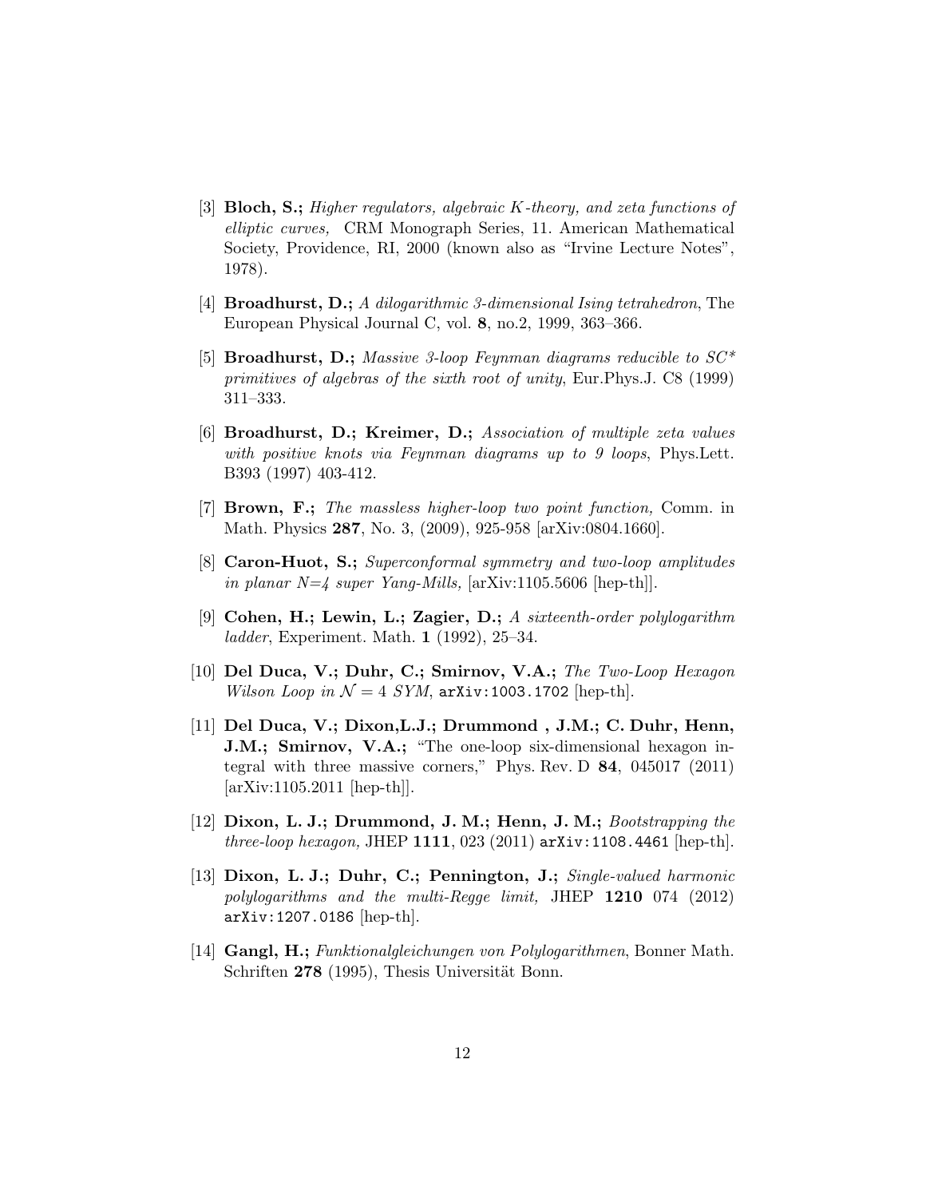[3] **Bloch, S.;** *Higher regulators, algebraic $K$-theory, and zeta functions of elliptic curves,* CRM Monograph Series, 11. American Mathematical Society, Providence, RI, 2000 (known also as "Irvine Lecture Notes", 1978).

[4] **Broadhurst, D.;** *A dilogarithmic 3-dimensional Ising tetrahedron*, The European Physical Journal C, vol. **8**, no.2, 1999, 363–366.

[5] **Broadhurst, D.;** *Massive 3-loop Feynman diagrams reducible to SC\* primitives of algebras of the sixth root of unity*, Eur.Phys.J. C8 (1999) 311–333.

[6] **Broadhurst, D.; Kreimer, D.;** *Association of multiple zeta values with positive knots via Feynman diagrams up to 9 loops*, Phys.Lett. B393 (1997) 403-412.

[7] **Brown, F.;** *The massless higher-loop two point function,* Comm. in Math. Physics **287**, No. 3, (2009), 925-958 [arXiv:0804.1660].

[8] **Caron-Huot, S.;** *Superconformal symmetry and two-loop amplitudes in planar N=4 super Yang-Mills,* [arXiv:1105.5606 [hep-th]].

[9] **Cohen, H.; Lewin, L.; Zagier, D.;** *A sixteenth-order polylogarithm ladder*, Experiment. Math. **1** (1992), 25–34.

[10] **Del Duca, V.; Duhr, C.; Smirnov, V.A.;** *The Two-Loop Hexagon Wilson Loop in $\mathcal{N} = 4$ SYM*, `arXiv:1003.1702` [hep-th].

[11] **Del Duca, V.; Dixon,L.J.; Drummond , J.M.; C. Duhr, Henn, J.M.; Smirnov, V.A.;** "The one-loop six-dimensional hexagon integral with three massive corners," Phys. Rev. D **84**, 045017 (2011) [arXiv:1105.2011 [hep-th]].

[12] **Dixon, L. J.; Drummond, J. M.; Henn, J. M.;** *Bootstrapping the three-loop hexagon,* JHEP **1111**, 023 (2011) `arXiv:1108.4461` [hep-th].

[13] **Dixon, L. J.; Duhr, C.; Pennington, J.;** *Single-valued harmonic polylogarithms and the multi-Regge limit,* JHEP **1210** 074 (2012) `arXiv:1207.0186` [hep-th].

[14] **Gangl, H.;** *Funktionalgleichungen von Polylogarithmen*, Bonner Math. Schriften **278** (1995), Thesis Universität Bonn.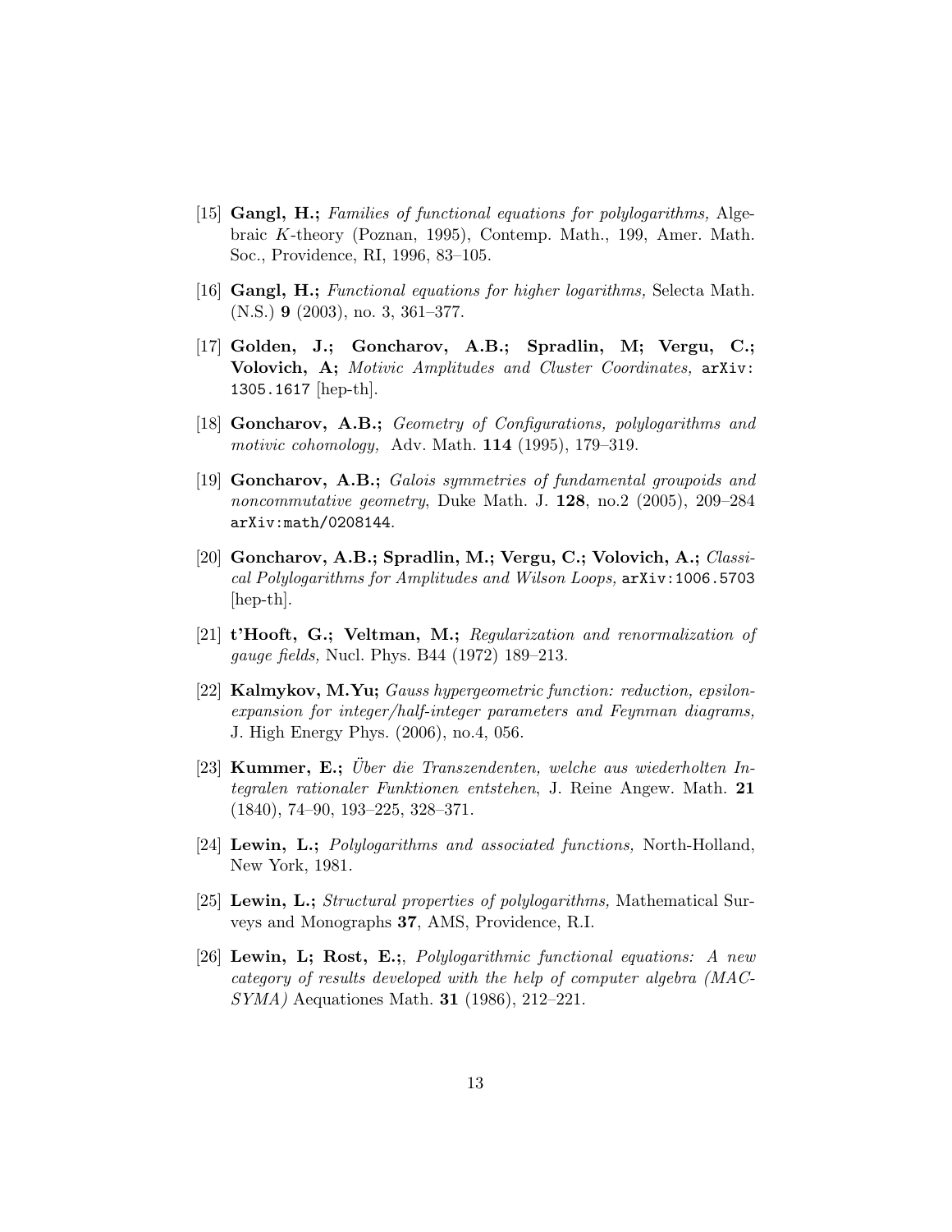[15] **Gangl, H.;** *Families of functional equations for polylogarithms,* Algebraic $K$-theory (Poznan, 1995), Contemp. Math., 199, Amer. Math. Soc., Providence, RI, 1996, 83–105.

[16] **Gangl, H.;** *Functional equations for higher logarithms,* Selecta Math. (N.S.) **9** (2003), no. 3, 361–377.

[17] **Golden, J.; Goncharov, A.B.; Spradlin, M; Vergu, C.; Volovich, A;** *Motivic Amplitudes and Cluster Coordinates,* `arXiv: 1305.1617` [hep-th].

[18] **Goncharov, A.B.;** *Geometry of Configurations, polylogarithms and motivic cohomology,* Adv. Math. **114** (1995), 179–319.

[19] **Goncharov, A.B.;** *Galois symmetries of fundamental groupoids and noncommutative geometry*, Duke Math. J. **128**, no.2 (2005), 209–284 `arXiv:math/0208144`.

[20] **Goncharov, A.B.; Spradlin, M.; Vergu, C.; Volovich, A.;** *Classical Polylogarithms for Amplitudes and Wilson Loops,* `arXiv:1006.5703` [hep-th].

[21] **t'Hooft, G.; Veltman, M.;** *Regularization and renormalization of gauge fields,* Nucl. Phys. B44 (1972) 189–213.

[22] **Kalmykov, M.Yu;** *Gauss hypergeometric function: reduction, epsilon-expansion for integer/half-integer parameters and Feynman diagrams,* J. High Energy Phys. (2006), no.4, 056.

[23] **Kummer, E.;** *Über die Transzendenten, welche aus wiederholten Integralen rationaler Funktionen entstehen*, J. Reine Angew. Math. **21** (1840), 74–90, 193–225, 328–371.

[24] **Lewin, L.;** *Polylogarithms and associated functions,* North-Holland, New York, 1981.

[25] **Lewin, L.;** *Structural properties of polylogarithms,* Mathematical Surveys and Monographs **37**, AMS, Providence, R.I.

[26] **Lewin, L; Rost, E.;**, *Polylogarithmic functional equations: A new category of results developed with the help of computer algebra (MACSYMA)* Aequationes Math. **31** (1986), 212–221.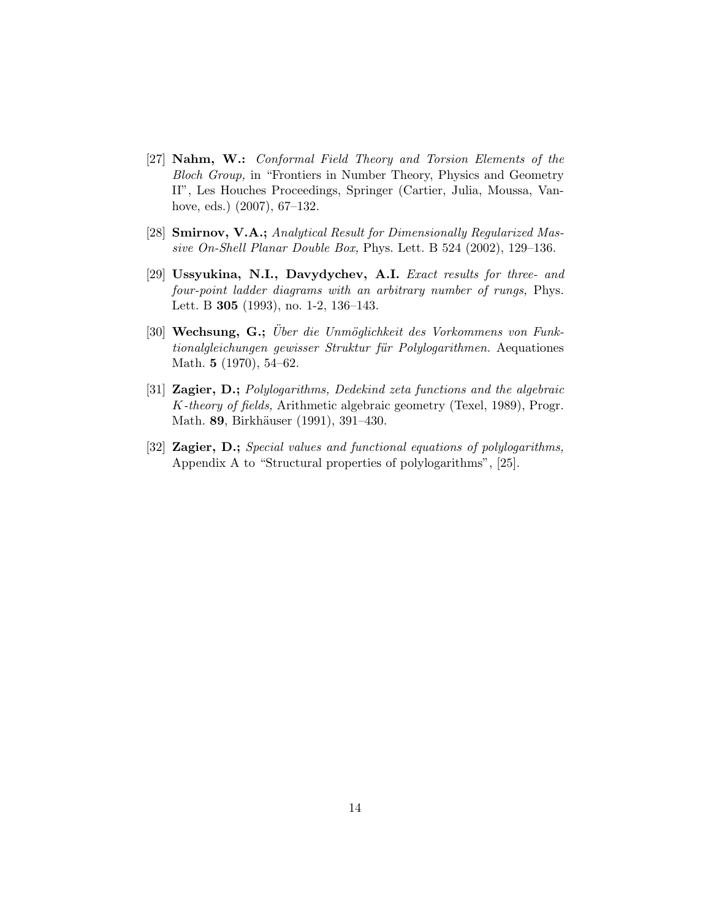[27] **Nahm, W.:** *Conformal Field Theory and Torsion Elements of the Bloch Group,* in "Frontiers in Number Theory, Physics and Geometry II", Les Houches Proceedings, Springer (Cartier, Julia, Moussa, Vanhove, eds.) (2007), 67–132.

[28] **Smirnov, V.A.;** *Analytical Result for Dimensionally Regularized Massive On-Shell Planar Double Box,* Phys. Lett. B 524 (2002), 129–136.

[29] **Ussyukina, N.I., Davydychev, A.I.** *Exact results for three- and four-point ladder diagrams with an arbitrary number of rungs,* Phys. Lett. B **305** (1993), no. 1-2, 136–143.

[30] **Wechsung, G.;** *Über die Unmöglichkeit des Vorkommens von Funktionalgleichungen gewisser Struktur für Polylogarithmen.* Aequationes Math. **5** (1970), 54–62.

[31] **Zagier, D.;** *Polylogarithms, Dedekind zeta functions and the algebraic $K$-theory of fields,* Arithmetic algebraic geometry (Texel, 1989), Progr. Math. **89**, Birkhäuser (1991), 391–430.

[32] **Zagier, D.;** *Special values and functional equations of polylogarithms,* Appendix A to "Structural properties of polylogarithms", [25].